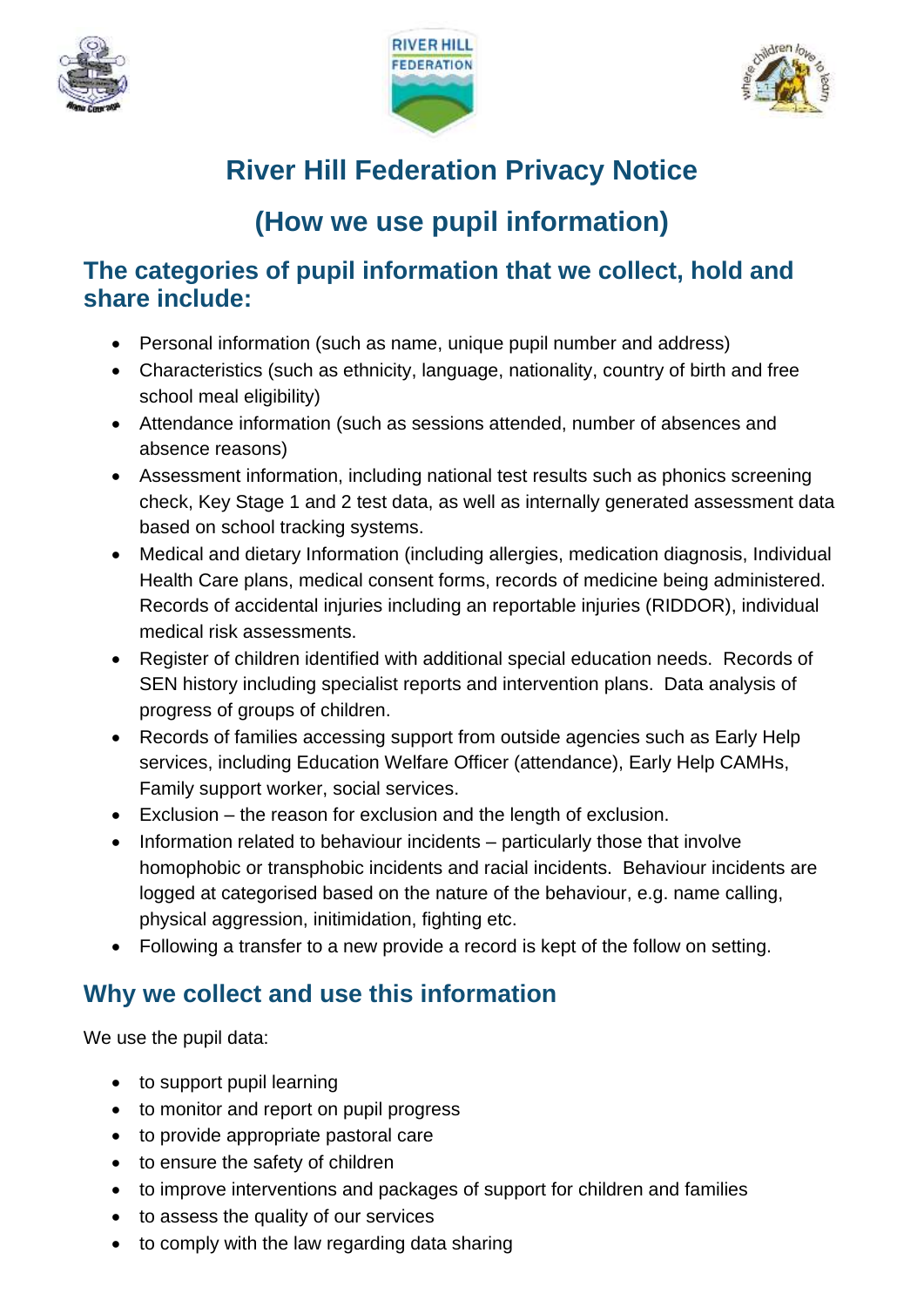# River Hill Federation Privacy Notice

# (How we use pupil information)

## The categories of pupil information that we collect, hold and share include:

- Personal information (such as name, unique pupil number and address)
- Characteristics (such as ethnicity, language, nationality, country of birth and free school meal eligibility)
- Attendance information (such as sessions attended, number of absences and absence reasons)
- Assessment information, including national test results such as phonics screening check, Key Stage 1 and 2 test data, as well as internally generated assessment data based on school tracking systems.
- Medical and dietary Information (including allergies, medication diagnosis, Individual Health Care plans, medical consent forms, records of medicine being administered. Records of accidental injuries including an reportable injuries (RIDDOR), individual medical risk assessments.
- Register of children identified with additional special education needs. Records of SEN history including specialist reports and intervention plans. Data analysis of progress of groups of children.
- Records of families accessing support from outside agencies such as Early Help services, including Education Welfare Officer (attendance), Early Help CAMHs, Family support worker, social services.
- Exclusion – the reason for exclusion and the length of exclusion.
- Information related to behaviour incidents – particularly those that involve homophobic or transphobic incidents and racial incidents. Behaviour incidents are logged at categorised based on the nature of the behaviour, e.g. name calling, physical aggression, initimidation, fighting etc.
- Following a transfer to a new provide a record is kept of the follow on setting.

## Why we collect and use this information

We use the pupil data:

- to support pupil learning
- to monitor and report on pupil progress
- to provide appropriate pastoral care
- to ensure the safety of children
- to improve interventions and packages of support for children and families
- to assess the quality of our services
- to comply with the law regarding data sharing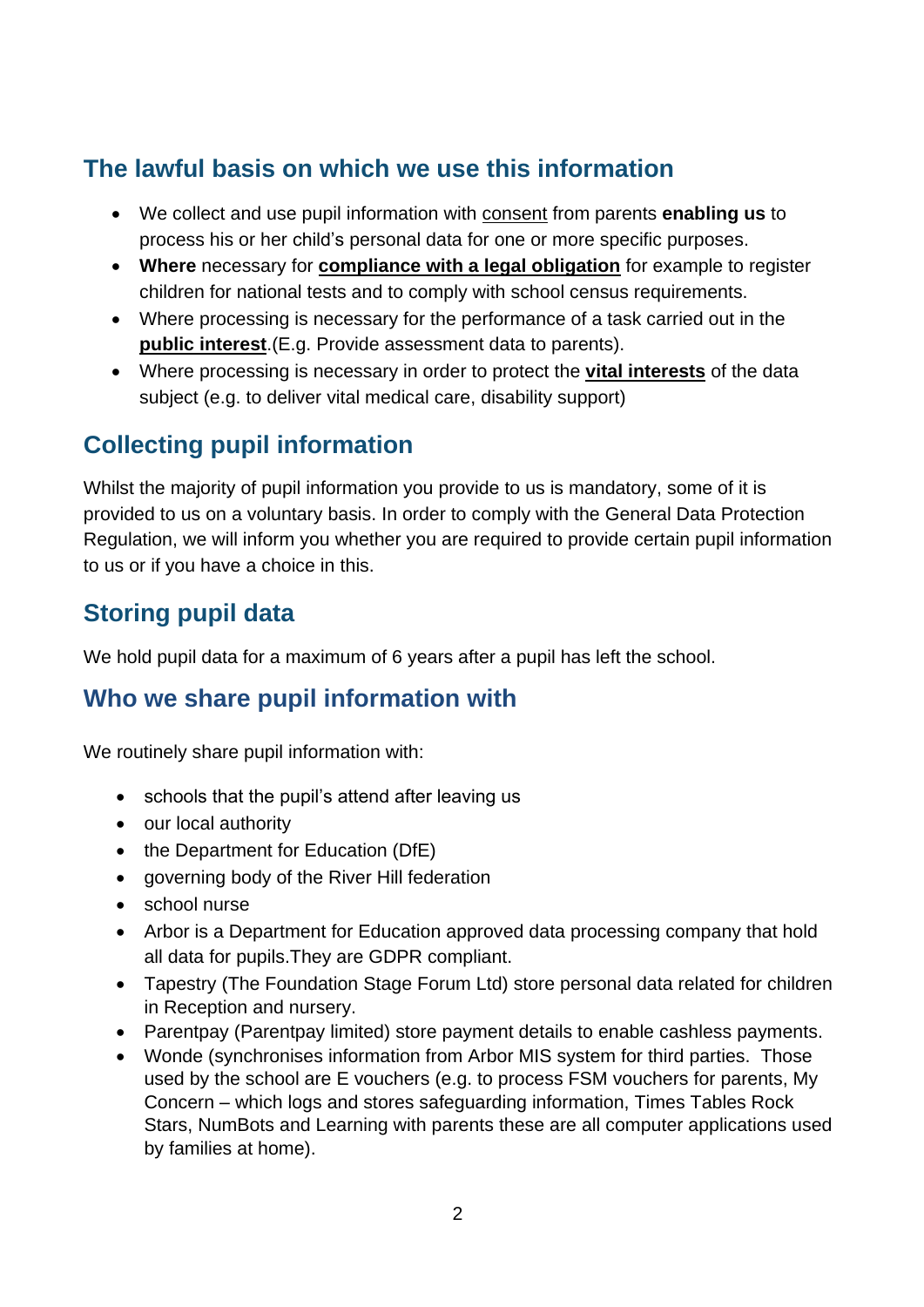## The lawful basis on which we use this information

- We collect and use pupil information with consent from parents **enabling us** to process his or her child's personal data for one or more specific purposes.
- **Where** necessary for **compliance with a legal obligation** for example to register children for national tests and to comply with school census requirements.
- Where processing is necessary for the performance of a task carried out in the **public interest**.(E.g. Provide assessment data to parents).
- Where processing is necessary in order to protect the **vital interests** of the data subject (e.g. to deliver vital medical care, disability support)

## Collecting pupil information

Whilst the majority of pupil information you provide to us is mandatory, some of it is provided to us on a voluntary basis. In order to comply with the General Data Protection Regulation, we will inform you whether you are required to provide certain pupil information to us or if you have a choice in this.

## Storing pupil data

We hold pupil data for a maximum of 6 years after a pupil has left the school.

## Who we share pupil information with

We routinely share pupil information with:

- schools that the pupil's attend after leaving us
- our local authority
- the Department for Education (DfE)
- governing body of the River Hill federation
- school nurse
- Arbor is a Department for Education approved data processing company that hold all data for pupils.They are GDPR compliant.
- Tapestry (The Foundation Stage Forum Ltd) store personal data related for children in Reception and nursery.
- Parentpay (Parentpay limited) store payment details to enable cashless payments.
- Wonde (synchronises information from Arbor MIS system for third parties. Those used by the school are E vouchers (e.g. to process FSM vouchers for parents, My Concern – which logs and stores safeguarding information, Times Tables Rock Stars, NumBots and Learning with parents these are all computer applications used by families at home).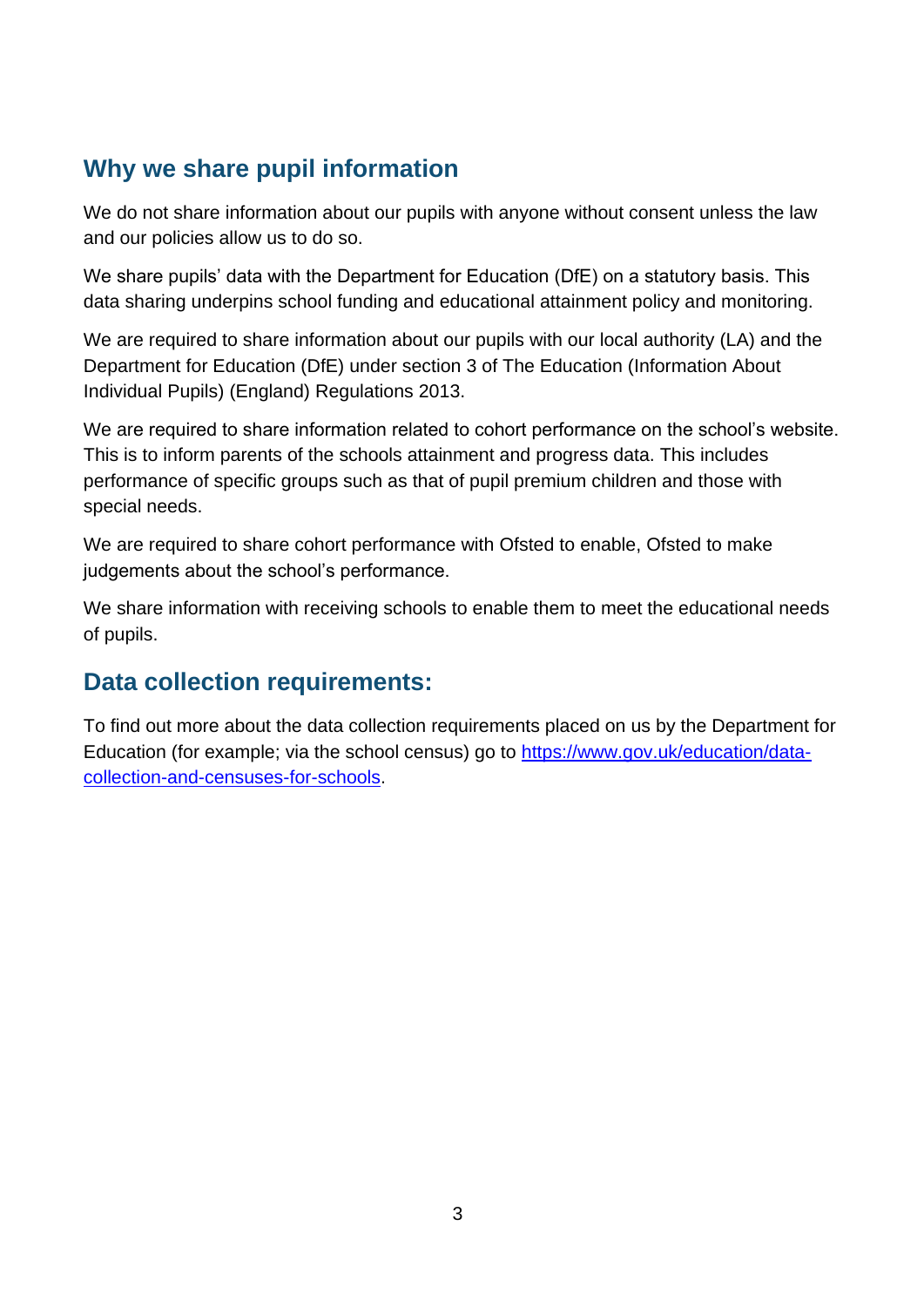## Why we share pupil information

We do not share information about our pupils with anyone without consent unless the law and our policies allow us to do so.

We share pupils' data with the Department for Education (DfE) on a statutory basis. This data sharing underpins school funding and educational attainment policy and monitoring.

We are required to share information about our pupils with our local authority (LA) and the Department for Education (DfE) under section 3 of The Education (Information About Individual Pupils) (England) Regulations 2013.

We are required to share information related to cohort performance on the school's website. This is to inform parents of the schools attainment and progress data. This includes performance of specific groups such as that of pupil premium children and those with special needs.

We are required to share cohort performance with Ofsted to enable, Ofsted to make judgements about the school's performance.

We share information with receiving schools to enable them to meet the educational needs of pupils.

## Data collection requirements:

To find out more about the data collection requirements placed on us by the Department for Education (for example; via the school census) go to [https://www.gov.uk/education/data-collection-and-censuses-for-schools](https://www.gov.uk/education/data-collection-and-censuses-for-schools).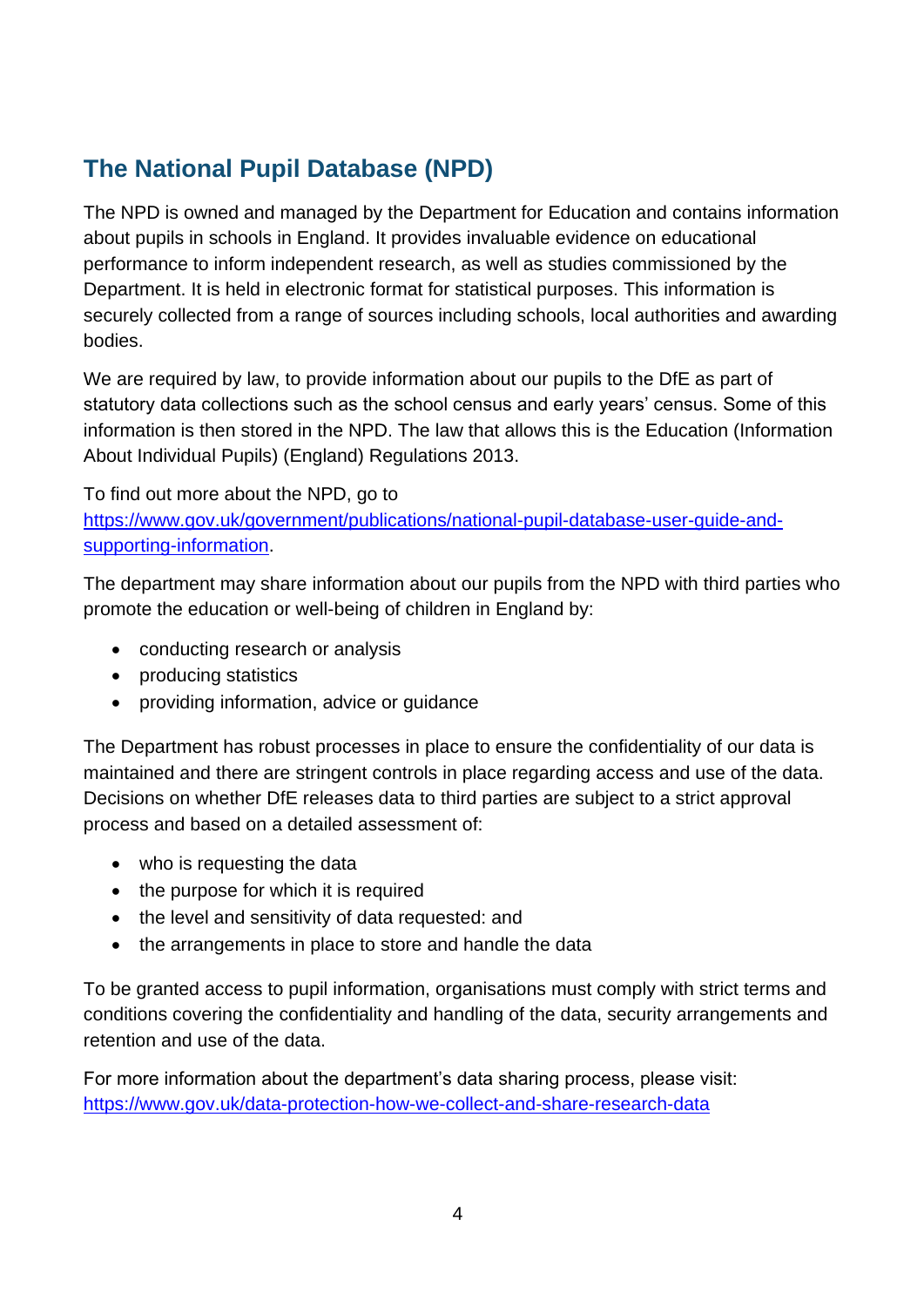## The National Pupil Database (NPD)

The NPD is owned and managed by the Department for Education and contains information about pupils in schools in England. It provides invaluable evidence on educational performance to inform independent research, as well as studies commissioned by the Department. It is held in electronic format for statistical purposes. This information is securely collected from a range of sources including schools, local authorities and awarding bodies.

We are required by law, to provide information about our pupils to the DfE as part of statutory data collections such as the school census and early years' census. Some of this information is then stored in the NPD. The law that allows this is the Education (Information About Individual Pupils) (England) Regulations 2013.

To find out more about the NPD, go to [https://www.gov.uk/government/publications/national-pupil-database-user-guide-and-supporting-information](https://www.gov.uk/government/publications/national-pupil-database-user-guide-and-supporting-information).

The department may share information about our pupils from the NPD with third parties who promote the education or well-being of children in England by:

- conducting research or analysis
- producing statistics
- providing information, advice or guidance

The Department has robust processes in place to ensure the confidentiality of our data is maintained and there are stringent controls in place regarding access and use of the data. Decisions on whether DfE releases data to third parties are subject to a strict approval process and based on a detailed assessment of:

- who is requesting the data
- the purpose for which it is required
- the level and sensitivity of data requested: and
- the arrangements in place to store and handle the data

To be granted access to pupil information, organisations must comply with strict terms and conditions covering the confidentiality and handling of the data, security arrangements and retention and use of the data.

For more information about the department's data sharing process, please visit: [https://www.gov.uk/data-protection-how-we-collect-and-share-research-data](https://www.gov.uk/data-protection-how-we-collect-and-share-research-data)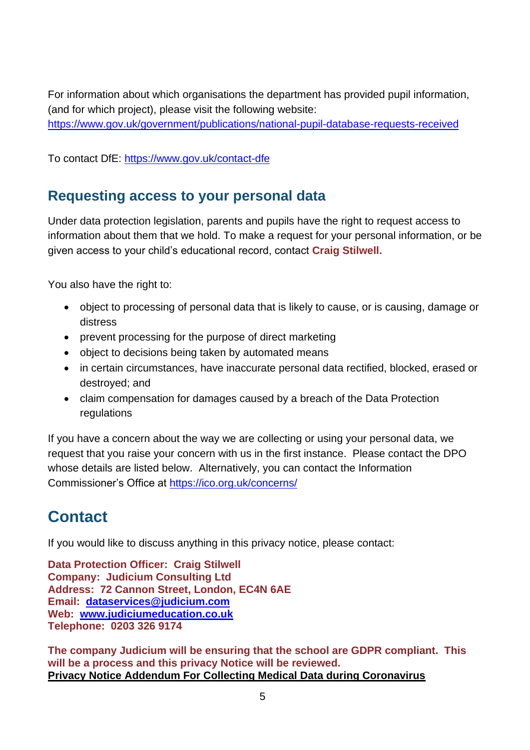For information about which organisations the department has provided pupil information, (and for which project), please visit the following website: https://www.gov.uk/government/publications/national-pupil-database-requests-received

To contact DfE: https://www.gov.uk/contact-dfe

## Requesting access to your personal data

Under data protection legislation, parents and pupils have the right to request access to information about them that we hold. To make a request for your personal information, or be given access to your child's educational record, contact **Craig Stilwell.**

You also have the right to:

- object to processing of personal data that is likely to cause, or is causing, damage or distress
- prevent processing for the purpose of direct marketing
- object to decisions being taken by automated means
- in certain circumstances, have inaccurate personal data rectified, blocked, erased or destroyed; and
- claim compensation for damages caused by a breach of the Data Protection regulations

If you have a concern about the way we are collecting or using your personal data, we request that you raise your concern with us in the first instance. Please contact the DPO whose details are listed below. Alternatively, you can contact the Information Commissioner's Office at https://ico.org.uk/concerns/

# Contact

If you would like to discuss anything in this privacy notice, please contact:

**Data Protection Officer: Craig Stilwell**
**Company: Judicium Consulting Ltd**
**Address: 72 Cannon Street, London, EC4N 6AE**
**Email: dataservices@judicium.com**
**Web: www.judiciumeducation.co.uk**
**Telephone: 0203 326 9174**

**The company Judicium will be ensuring that the school are GDPR compliant. This will be a process and this privacy Notice will be reviewed.**
**Privacy Notice Addendum For Collecting Medical Data during Coronavirus**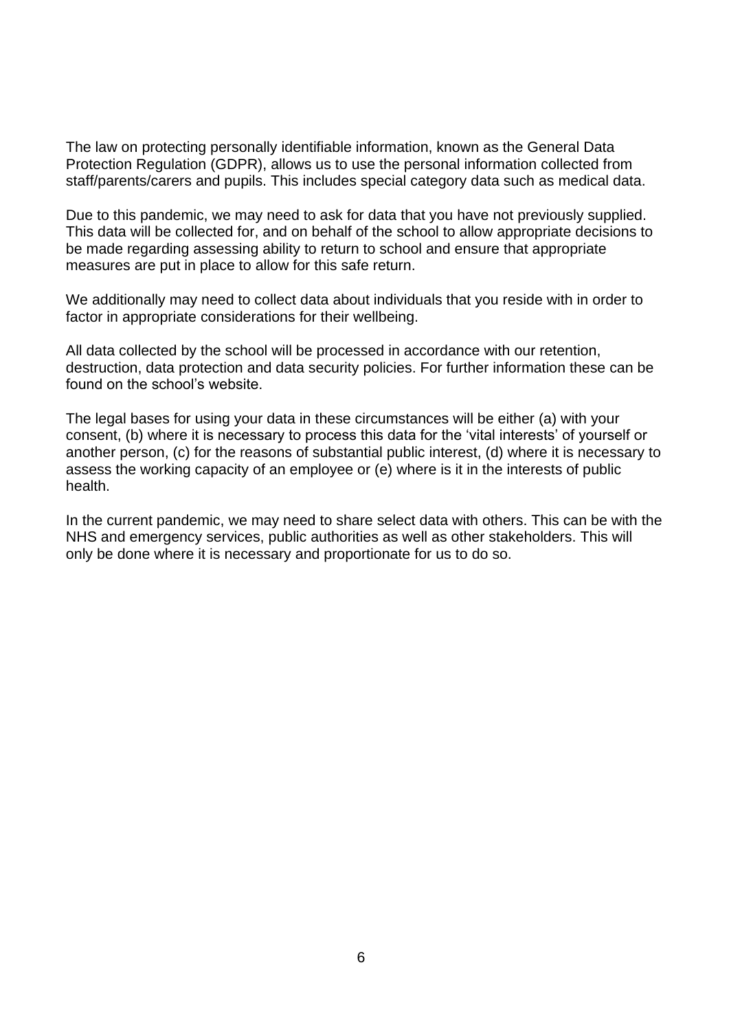The law on protecting personally identifiable information, known as the General Data Protection Regulation (GDPR), allows us to use the personal information collected from staff/parents/carers and pupils. This includes special category data such as medical data.

Due to this pandemic, we may need to ask for data that you have not previously supplied. This data will be collected for, and on behalf of the school to allow appropriate decisions to be made regarding assessing ability to return to school and ensure that appropriate measures are put in place to allow for this safe return.

We additionally may need to collect data about individuals that you reside with in order to factor in appropriate considerations for their wellbeing.

All data collected by the school will be processed in accordance with our retention, destruction, data protection and data security policies. For further information these can be found on the school's website.

The legal bases for using your data in these circumstances will be either (a) with your consent, (b) where it is necessary to process this data for the 'vital interests' of yourself or another person, (c) for the reasons of substantial public interest, (d) where it is necessary to assess the working capacity of an employee or (e) where is it in the interests of public health.

In the current pandemic, we may need to share select data with others. This can be with the NHS and emergency services, public authorities as well as other stakeholders. This will only be done where it is necessary and proportionate for us to do so.